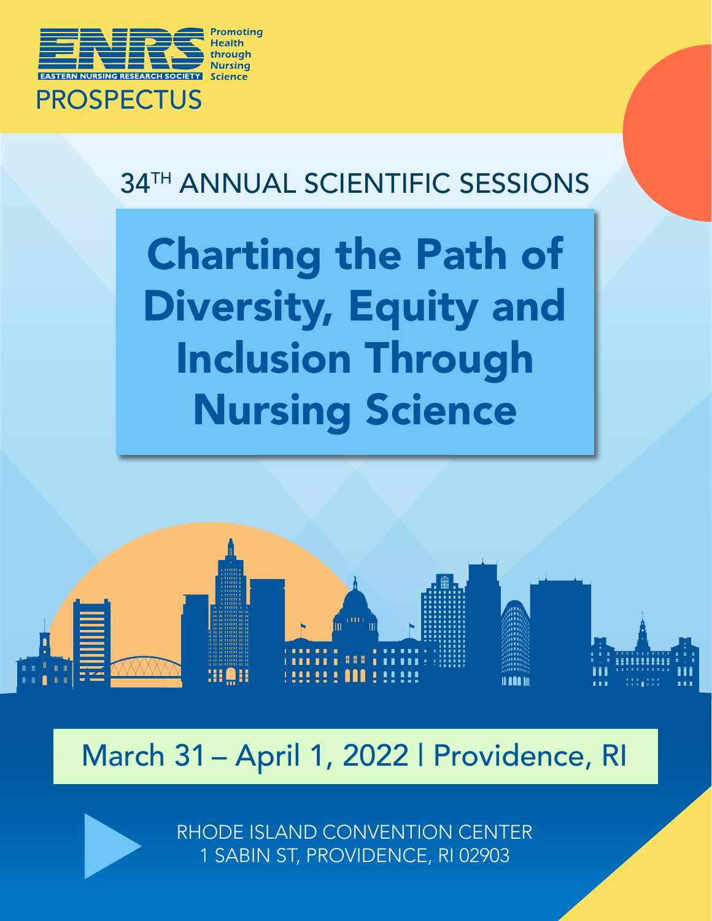ENRS
EASTERN NURSING RESEARCH SOCIETY

Promoting Health through Nursing Science

PROSPECTUS

34TH ANNUAL SCIENTIFIC SESSIONS

# Charting the Path of Diversity, Equity and Inclusion Through Nursing Science

## March 31 – April 1, 2022 | Providence, RI

RHODE ISLAND CONVENTION CENTER
1 SABIN ST, PROVIDENCE, RI 02903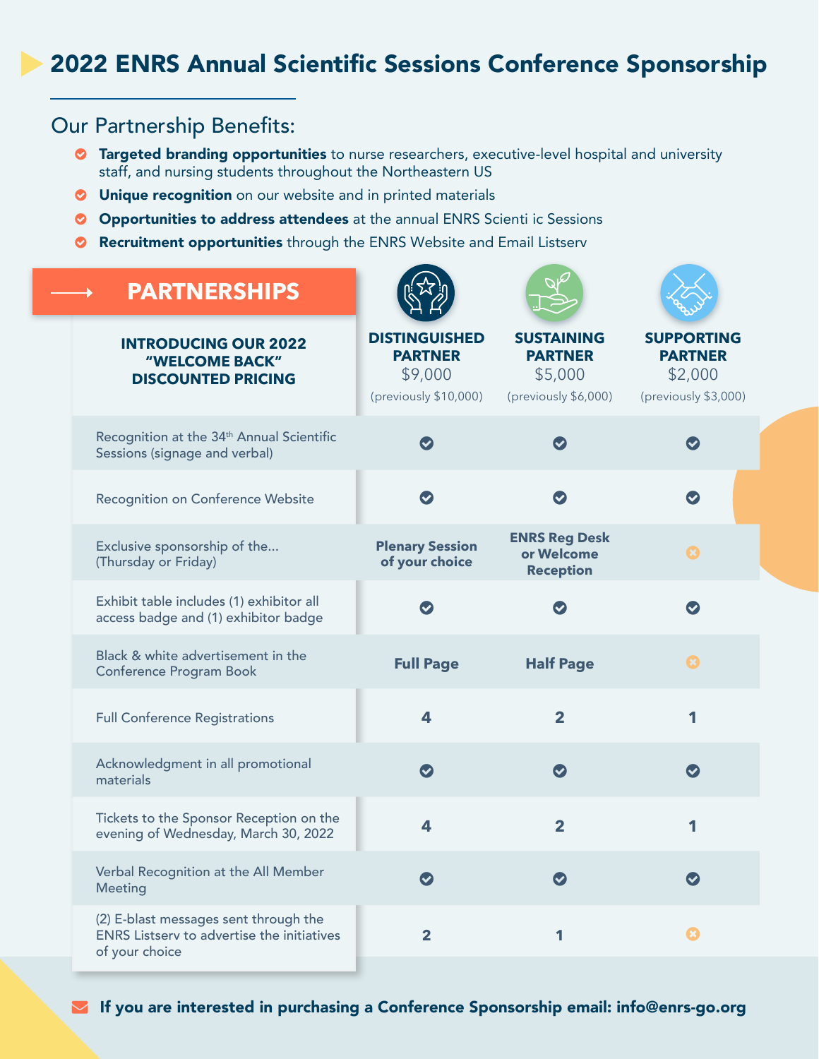# 2022 ENRS Annual Scientific Sessions Conference Sponsorship

## Our Partnership Benefits:

- **Targeted branding opportunities** to nurse researchers, executive-level hospital and university staff, and nursing students throughout the Northeastern US
- **Unique recognition** on our website and in printed materials
- **Opportunities to address attendees** at the annual ENRS Scienti ic Sessions
- **Recruitment opportunities** through the ENRS Website and Email Listserv

## PARTNERSHIPS

| INTRODUCING OUR 2022 "WELCOME BACK" DISCOUNTED PRICING | DISTINGUISHED PARTNER $9,000 (previously $10,000) | SUSTAINING PARTNER $5,000 (previously $6,000) | SUPPORTING PARTNER $2,000 (previously $3,000) |
|---|---|---|---|
| Recognition at the 34th Annual Scientific Sessions (signage and verbal) | ✓ | ✓ | ✓ |
| Recognition on Conference Website | ✓ | ✓ | ✓ |
| Exclusive sponsorship of the... (Thursday or Friday) | **Plenary Session of your choice** | **ENRS Reg Desk or Welcome Reception** | ✗ |
| Exhibit table includes (1) exhibitor all access badge and (1) exhibitor badge | ✓ | ✓ | ✓ |
| Black & white advertisement in the Conference Program Book | **Full Page** | **Half Page** | ✗ |
| Full Conference Registrations | 4 | 2 | 1 |
| Acknowledgment in all promotional materials | ✓ | ✓ | ✓ |
| Tickets to the Sponsor Reception on the evening of Wednesday, March 30, 2022 | 4 | 2 | 1 |
| Verbal Recognition at the All Member Meeting | ✓ | ✓ | ✓ |
| (2) E-blast messages sent through the ENRS Listserv to advertise the initiatives of your choice | 2 | 1 | ✗ |

**If you are interested in purchasing a Conference Sponsorship email: info@enrs-go.org**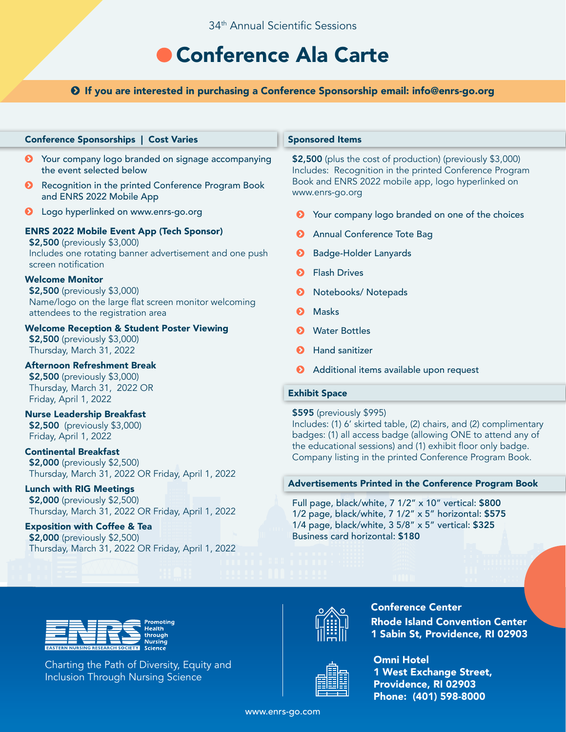34th Annual Scientific Sessions

# Conference Ala Carte

**If you are interested in purchasing a Conference Sponsorship email: info@enrs-go.org**

## Conference Sponsorships | Cost Varies

- Your company logo branded on signage accompanying the event selected below
- Recognition in the printed Conference Program Book and ENRS 2022 Mobile App
- Logo hyperlinked on www.enrs-go.org

**ENRS 2022 Mobile Event App (Tech Sponsor)**
**$2,500** (previously $3,000)
Includes one rotating banner advertisement and one push screen notification

**Welcome Monitor**
**$2,500** (previously $3,000)
Name/logo on the large flat screen monitor welcoming attendees to the registration area

**Welcome Reception & Student Poster Viewing**
**$2,500** (previously $3,000)
Thursday, March 31, 2022

**Afternoon Refreshment Break**
**$2,500** (previously $3,000)
Thursday, March 31, 2022 OR Friday, April 1, 2022

**Nurse Leadership Breakfast**
**$2,500** (previously $3,000)
Friday, April 1, 2022

**Continental Breakfast**
**$2,000** (previously $2,500)
Thursday, March 31, 2022 OR Friday, April 1, 2022

**Lunch with RIG Meetings**
**$2,000** (previously $2,500)
Thursday, March 31, 2022 OR Friday, April 1, 2022

**Exposition with Coffee & Tea**
**$2,000** (previously $2,500)
Thursday, March 31, 2022 OR Friday, April 1, 2022

## Sponsored Items

**$2,500** (plus the cost of production) (previously $3,000)
Includes: Recognition in the printed Conference Program Book and ENRS 2022 mobile app, logo hyperlinked on www.enrs-go.org

- Your company logo branded on one of the choices
- Annual Conference Tote Bag
- Badge-Holder Lanyards
- Flash Drives
- Notebooks/ Notepads
- Masks
- Water Bottles
- Hand sanitizer
- Additional items available upon request

## Exhibit Space

**$595** (previously $995)
Includes: (1) 6' skirted table, (2) chairs, and (2) complimentary badges: (1) all access badge (allowing ONE to attend any of the educational sessions) and (1) exhibit floor only badge. Company listing in the printed Conference Program Book.

## Advertisements Printed in the Conference Program Book

Full page, black/white, 7 1/2" x 10" vertical: **$800**
1/2 page, black/white, 7 1/2" x 5" horizontal: **$575**
1/4 page, black/white, 3 5/8" x 5" vertical: **$325**
Business card horizontal: **$180**

ENRS EASTERN NURSING RESEARCH SOCIETY — Promoting Health through Nursing Science

Charting the Path of Diversity, Equity and Inclusion Through Nursing Science

**Conference Center**
**Rhode Island Convention Center**
**1 Sabin St, Providence, RI 02903**

**Omni Hotel**
**1 West Exchange Street, Providence, RI 02903**
**Phone: (401) 598-8000**

www.enrs-go.com